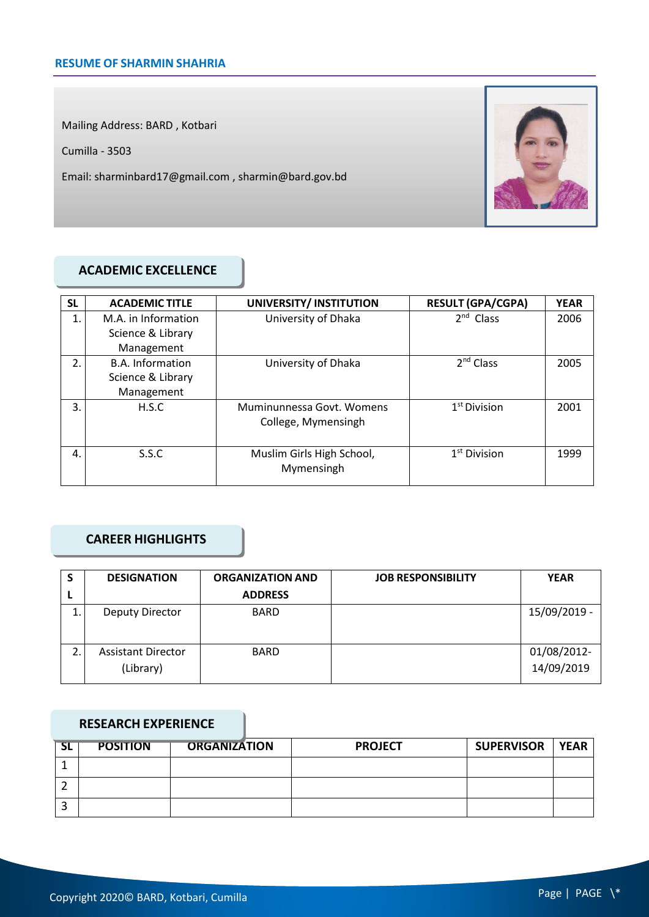## RESUME OF SHARMIN SHAHRIA

Mailing Address: BARD , Kotbari

Cumilla - 3503

Email: sharminbard17@gmail.com , sharmin@bard.gov.bd

### ACADEMIC EXCELLENCE

| SL | ACADEMIC TITLE | UNIVERSITY/ INSTITUTION | RESULT (GPA/CGPA) | YEAR |
|---|---|---|---|---|
| 1. | M.A. in Information Science & Library Management | University of Dhaka | 2nd Class | 2006 |
| 2. | B.A. Information Science & Library Management | University of Dhaka | 2nd Class | 2005 |
| 3. | H.S.C | Muminunnessa Govt. Womens College, Mymensingh | 1st Division | 2001 |
| 4. | S.S.C | Muslim Girls High School, Mymensingh | 1st Division | 1999 |

### CAREER HIGHLIGHTS

| SL | DESIGNATION | ORGANIZATION AND ADDRESS | JOB RESPONSIBILITY | YEAR |
|---|---|---|---|---|
| 1. | Deputy Director | BARD | | 15/09/2019 - |
| 2. | Assistant Director (Library) | BARD | | 01/08/2012-14/09/2019 |

### RESEARCH EXPERIENCE

| SL | POSITION | ORGANIZATION | PROJECT | SUPERVISOR | YEAR |
|---|---|---|---|---|---|
| 1 | | | | | |
| 2 | | | | | |
| 3 | | | | | |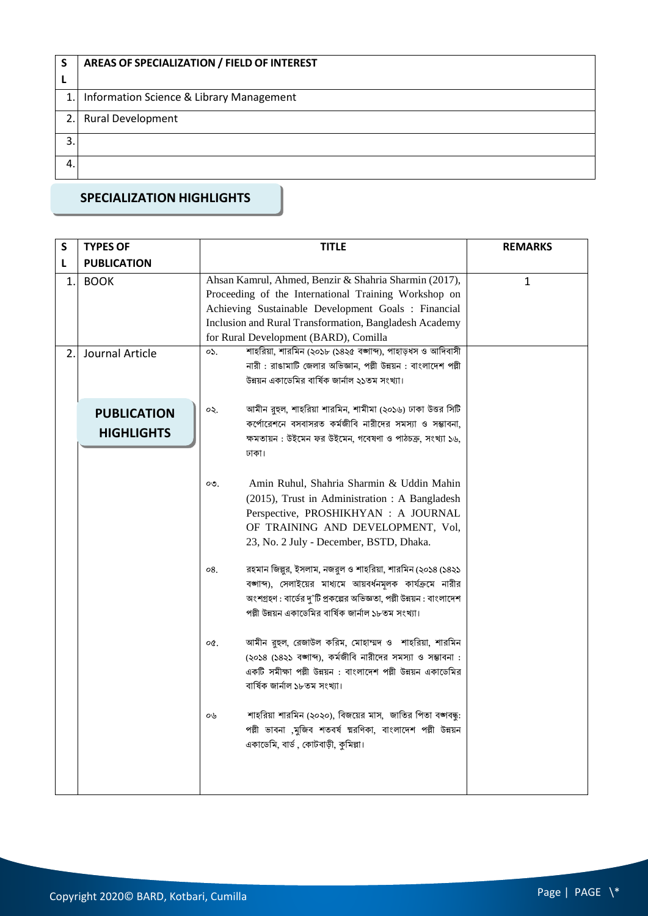| SL | AREAS OF SPECIALIZATION / FIELD OF INTEREST |
|---|---|
| 1. | Information Science & Library Management |
| 2. | Rural Development |
| 3. | |
| 4. | |

## SPECIALIZATION HIGHLIGHTS

## PUBLICATION HIGHLIGHTS

| SL | TYPES OF PUBLICATION | TITLE | REMARKS |
|---|---|---|---|
| 1. | BOOK | Ahsan Kamrul, Ahmed, Benzir & Shahria Sharmin (2017), Proceeding of the International Training Workshop on Achieving Sustainable Development Goals : Financial Inclusion and Rural Transformation, Bangladesh Academy for Rural Development (BARD), Comilla | 1 |
| 2. | Journal Article | ০১. শাহরিয়া, শারমিন (২০১৮ (১৪২৫ বঙ্গাব্দ), পাহাড়ধস ও আদিবাসী নারী : রাঙামাটি জেলার অভিজ্ঞান, পল্লী উন্নয়ন : বাংলাদেশ পল্লী উন্নয়ন একাডেমির বার্ষিক জার্নাল ২১তম সংখ্যা।<br><br>০২. আমীন রুহুল, শাহরিয়া শারমিন, শামীমা (২০১৬) ঢাকা উত্তর সিটি কর্পোরেশনে বসবাসরত কর্মজীবি নারীদের সমস্যা ও সম্ভাবনা, ক্ষমতায়ন : উইমেন ফর উইমেন, গবেষণা ও পাঠচক্র, সংখ্যা ১৬, ঢাকা।<br><br>০৩. Amin Ruhul, Shahria Sharmin & Uddin Mahin (2015), Trust in Administration : A Bangladesh Perspective, PROSHIKHYAN : A JOURNAL OF TRAINING AND DEVELOPMENT, Vol, 23, No. 2 July - December, BSTD, Dhaka.<br><br>০৪. রহমান জিল্লুর, ইসলাম, নজরুল ও শাহরিয়া, শারমিন (২০১৪ (১৪২১ বঙ্গাব্দ), সেলাইয়ের মাধ্যমে আয়বর্ধনমূলক কার্যক্রমে নারীর অংশগ্রহণ : বার্ডের দু'টি প্রকল্পের অভিজ্ঞতা, পল্লী উন্নয়ন : বাংলাদেশ পল্লী উন্নয়ন একাডেমির বার্ষিক জার্নাল ১৮তম সংখ্যা।<br><br>০৫. আমীন রুহুল, রেজাউল করিম, মোহাম্মদ ও শাহরিয়া, শারমিন (২০১৪ (১৪২১ বঙ্গাব্দ), কর্মজীবি নারীদের সমস্যা ও সম্ভাবনা : একটি সমীক্ষা পল্লী উন্নয়ন : বাংলাদেশ পল্লী উন্নয়ন একাডেমির বার্ষিক জার্নাল ১৮তম সংখ্যা।<br><br>০৬ শাহরিয়া শারমিন (২০২০), বিজয়ের মাস, জাতির পিতা বঙ্গবন্ধু: পল্লী ভাবনা ,মুজিব শতবর্ষ স্মরণিকা, বাংলাদেশ পল্লী উন্নয়ন একাডেমি, বার্ড , কোটবাড়ী, কুমিল্লা। | |

Copyright 2020© BARD, Kotbari, Cumilla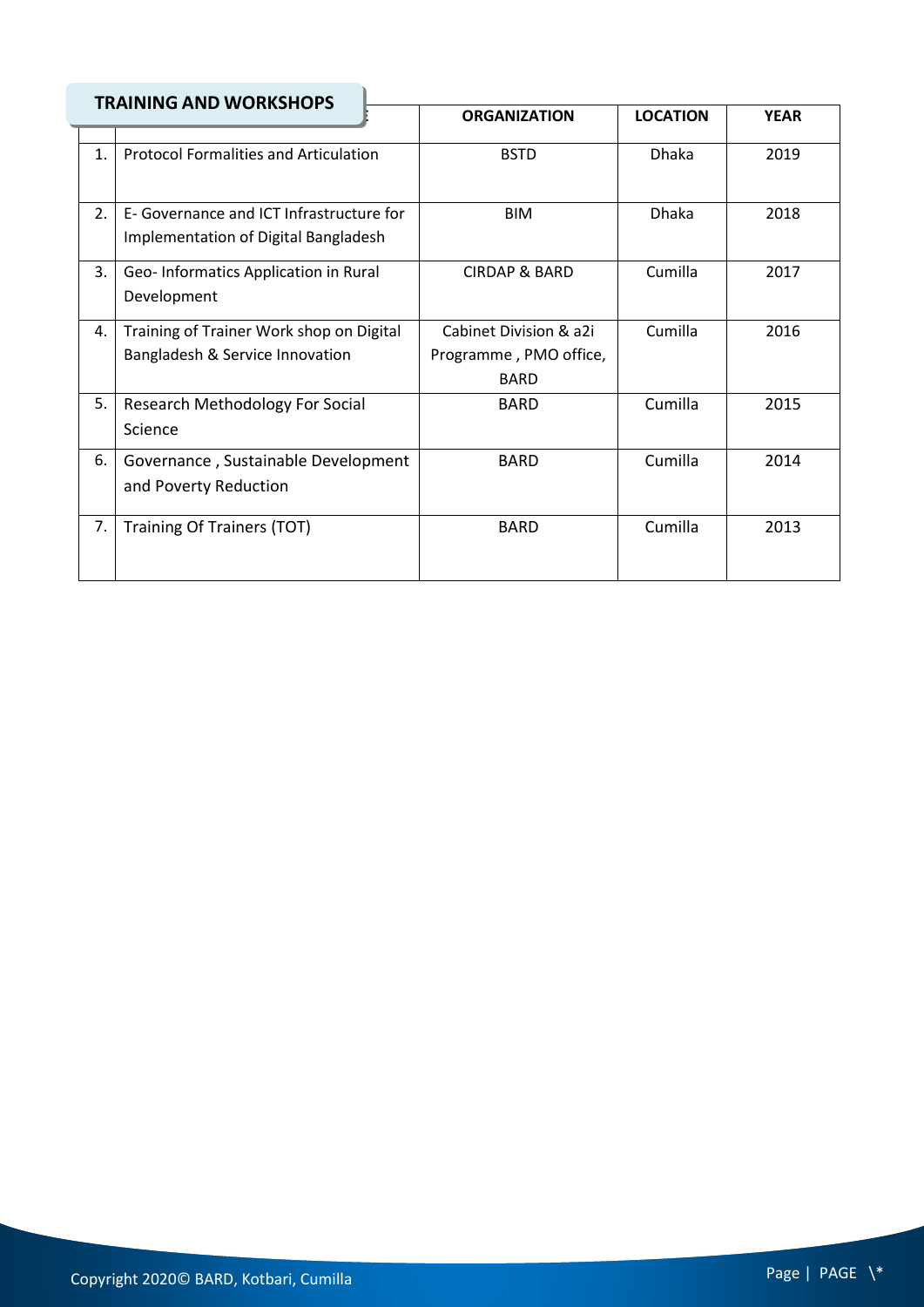## TRAINING AND WORKSHOPS

| | | ORGANIZATION | LOCATION | YEAR |
|---|---|---|---|---|
| 1. | Protocol Formalities and Articulation | BSTD | Dhaka | 2019 |
| 2. | E- Governance and ICT Infrastructure for Implementation of Digital Bangladesh | BIM | Dhaka | 2018 |
| 3. | Geo- Informatics Application in Rural Development | CIRDAP & BARD | Cumilla | 2017 |
| 4. | Training of Trainer Work shop on Digital Bangladesh & Service Innovation | Cabinet Division & a2i Programme , PMO office, BARD | Cumilla | 2016 |
| 5. | Research Methodology For Social Science | BARD | Cumilla | 2015 |
| 6. | Governance , Sustainable Development and Poverty Reduction | BARD | Cumilla | 2014 |
| 7. | Training Of Trainers (TOT) | BARD | Cumilla | 2013 |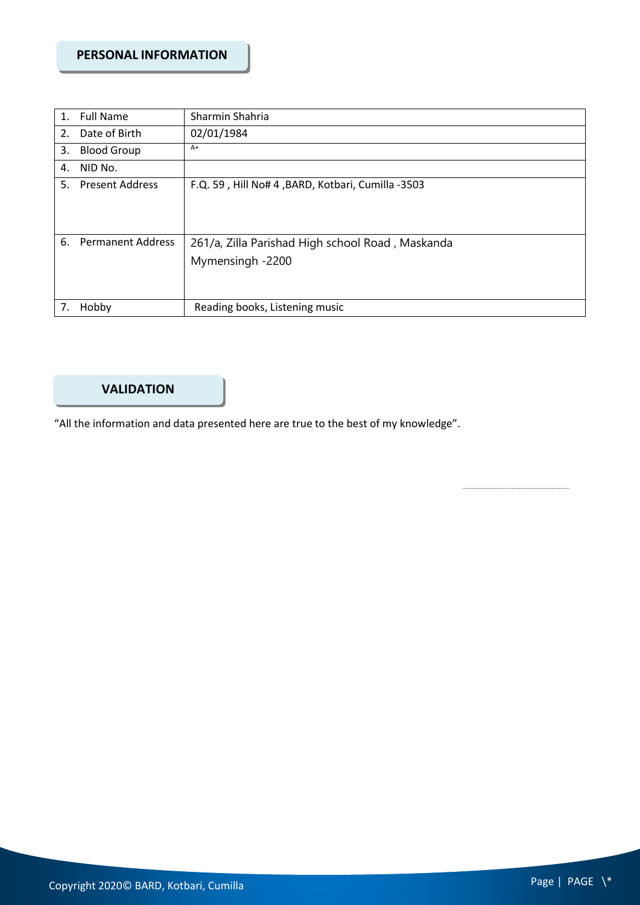## PERSONAL INFORMATION

| | | |
|---|---|---|
| 1. | Full Name | Sharmin Shahria |
| 2. | Date of Birth | 02/01/1984 |
| 3. | Blood Group | A+ |
| 4. | NID No. | |
| 5. | Present Address | F.Q. 59 , Hill No# 4 ,BARD, Kotbari, Cumilla -3503 |
| 6. | Permanent Address | 261/a, Zilla Parishad High school Road , Maskanda Mymensingh -2200 |
| 7. | Hobby | Reading books, Listening music |

## VALIDATION

"All the information and data presented here are true to the best of my knowledge".